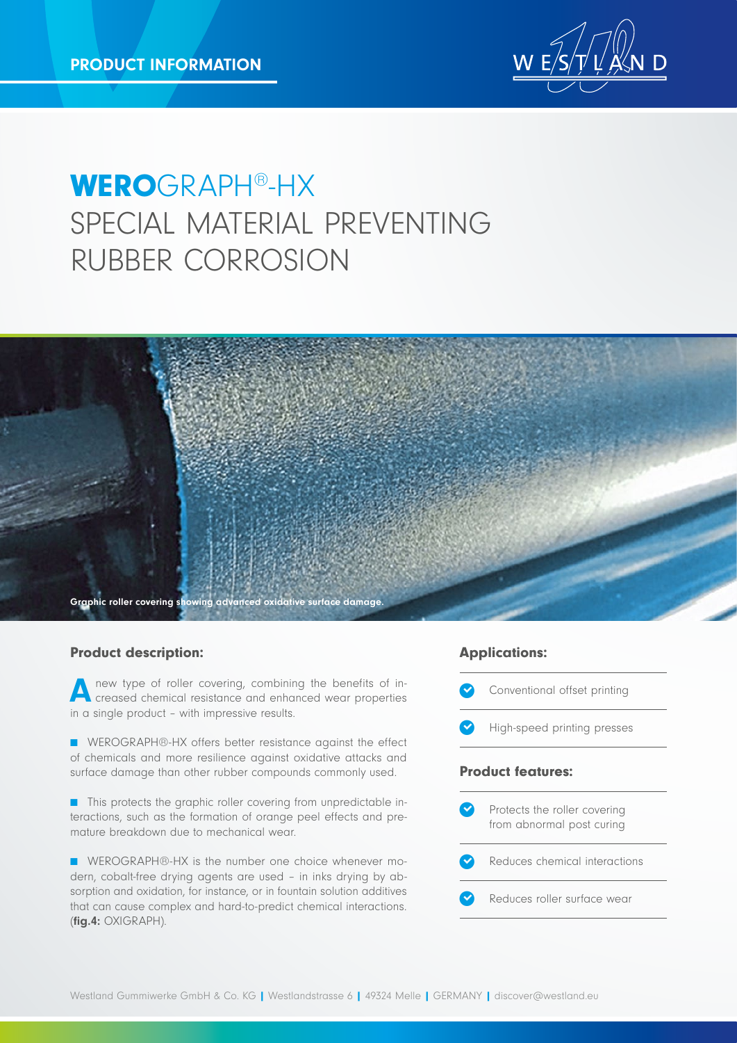PRODUCT INFORMATION

# **WERO**GRAPH®-HX SPECIAL MATERIAL PREVENTING RUBBER CORROSION

Graphic roller covering showing advanced oxidative surface damage.

## Product description:

A new type of roller covering, combining the benefits of increased chemical resistance and enhanced wear properties in a single product – with impressive results.

- WEROGRAPH®-HX offers better resistance against the effect of chemicals and more resilience against oxidative attacks and surface damage than other rubber compounds commonly used.

- This protects the graphic roller covering from unpredictable interactions, such as the formation of orange peel effects and premature breakdown due to mechanical wear.

- WEROGRAPH®-HX is the number one choice whenever modern, cobalt-free drying agents are used – in inks drying by absorption and oxidation, for instance, or in fountain solution additives that can cause complex and hard-to-predict chemical interactions. (**fig.4:** OXIGRAPH).

## Applications:

- Conventional offset printing
- High-speed printing presses

## Product features:

- Protects the roller covering from abnormal post curing
- Reduces chemical interactions
- Reduces roller surface wear

Westland Gummiwerke GmbH & Co. KG | Westlandstrasse 6 | 49324 Melle | GERMANY | discover@westland.eu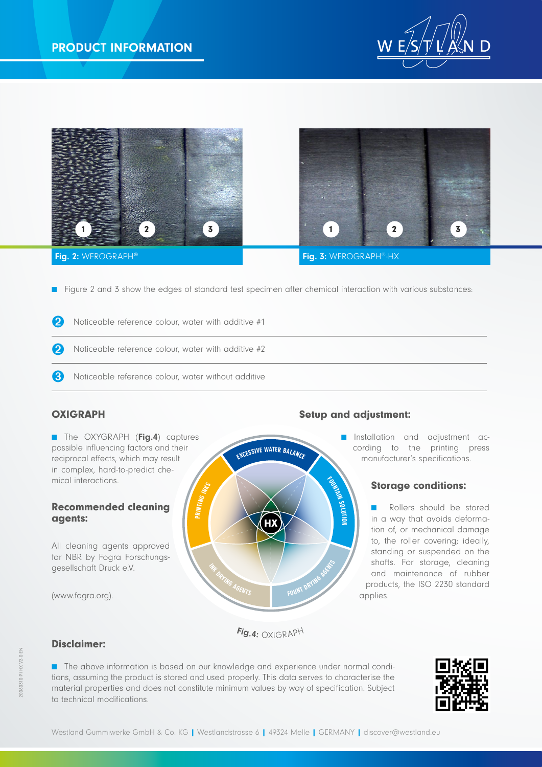Fig. 2: WEROGRAPH®

Fig. 3: WEROGRAPH®-HX

- Figure 2 and 3 show the edges of standard test specimen after chemical interaction with various substances:

2 Noticeable reference colour, water with additive #1

2 Noticeable reference colour, water with additive #2

3 Noticeable reference colour, water without additive

## OXIGRAPH

- The OXYGRAPH (**Fig.4**) captures possible influencing factors and their reciprocal effects, which may result in complex, hard-to-predict chemical interactions.

### Recommended cleaning agents:

All cleaning agents approved for NBR by Fogra Forschungsgesellschaft Druck e.V.

(www.fogra.org).

EXCESSIVE WATER BALANCE

FOUNTAIN SOLUTION

FOUNT DRYING AGENTS

INK DRYING AGENTS

PRINTING INKS

HX

*Fig.4:* OXIGRAPH

### Setup and adjustment:

- Installation and adjustment according to the printing press manufacturer's specifications.

### Storage conditions:

- Rollers should be stored in a way that avoids deformation of, or mechanical damage to, the roller covering; ideally, standing or suspended on the shafts. For storage, cleaning and maintenance of rubber products, the ISO 2230 standard applies.

### Disclaimer:

- The above information is based on our knowledge and experience under normal conditions, assuming the product is stored and used properly. This data serves to characterise the material properties and does not constitute minimum values by way of specification. Subject to technical modifications.

Westland Gummiwerke GmbH & Co. KG | Westlandstrasse 6 | 49324 Melle | GERMANY | discover@westland.eu